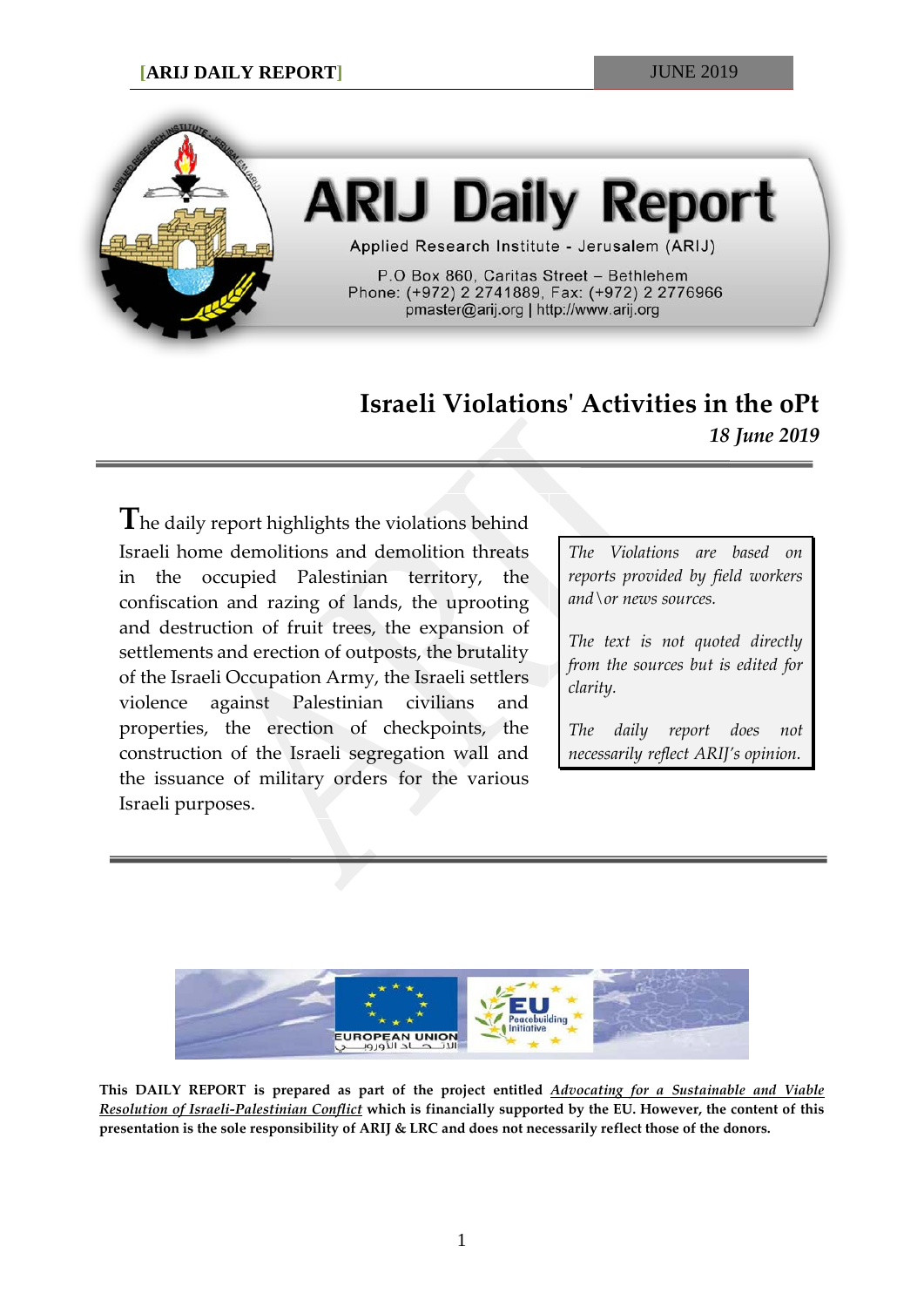# ARIJ Daily Report

Applied Research Institute - Jerusalem (ARIJ)

P.O Box 860, Caritas Street – Bethlehem
Phone: (+972) 2 2741889, Fax: (+972) 2 2776966
pmaster@arij.org | http://www.arij.org

## Israeli Violations' Activities in the oPt

*18 June 2019*

The daily report highlights the violations behind Israeli home demolitions and demolition threats in the occupied Palestinian territory, the confiscation and razing of lands, the uprooting and destruction of fruit trees, the expansion of settlements and erection of outposts, the brutality of the Israeli Occupation Army, the Israeli settlers violence against Palestinian civilians and properties, the erection of checkpoints, the construction of the Israeli segregation wall and the issuance of military orders for the various Israeli purposes.

*The Violations are based on reports provided by field workers and\or news sources.*

*The text is not quoted directly from the sources but is edited for clarity.*

*The daily report does not necessarily reflect ARIJ's opinion.*

**This DAILY REPORT is prepared as part of the project entitled *Advocating for a Sustainable and Viable Resolution of Israeli-Palestinian Conflict* which is financially supported by the EU. However, the content of this presentation is the sole responsibility of ARIJ & LRC and does not necessarily reflect those of the donors.**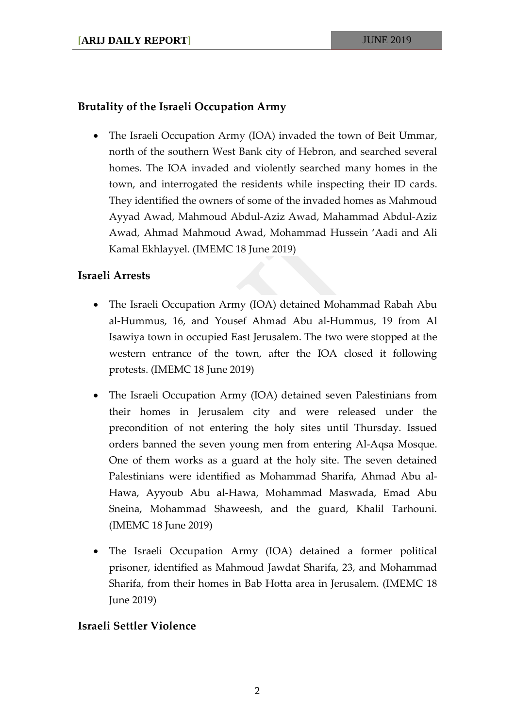## Brutality of the Israeli Occupation Army

- The Israeli Occupation Army (IOA) invaded the town of Beit Ummar, north of the southern West Bank city of Hebron, and searched several homes. The IOA invaded and violently searched many homes in the town, and interrogated the residents while inspecting their ID cards. They identified the owners of some of the invaded homes as Mahmoud Ayyad Awad, Mahmoud Abdul-Aziz Awad, Mahammad Abdul-Aziz Awad, Ahmad Mahmoud Awad, Mohammad Hussein 'Aadi and Ali Kamal Ekhlayyel. (IMEMC 18 June 2019)

## Israeli Arrests

- The Israeli Occupation Army (IOA) detained Mohammad Rabah Abu al-Hummus, 16, and Yousef Ahmad Abu al-Hummus, 19 from Al Isawiya town in occupied East Jerusalem. The two were stopped at the western entrance of the town, after the IOA closed it following protests. (IMEMC 18 June 2019)

- The Israeli Occupation Army (IOA) detained seven Palestinians from their homes in Jerusalem city and were released under the precondition of not entering the holy sites until Thursday. Issued orders banned the seven young men from entering Al-Aqsa Mosque. One of them works as a guard at the holy site. The seven detained Palestinians were identified as Mohammad Sharifa, Ahmad Abu al-Hawa, Ayyoub Abu al-Hawa, Mohammad Maswada, Emad Abu Sneina, Mohammad Shaweesh, and the guard, Khalil Tarhouni. (IMEMC 18 June 2019)

- The Israeli Occupation Army (IOA) detained a former political prisoner, identified as Mahmoud Jawdat Sharifa, 23, and Mohammad Sharifa, from their homes in Bab Hotta area in Jerusalem. (IMEMC 18 June 2019)

## Israeli Settler Violence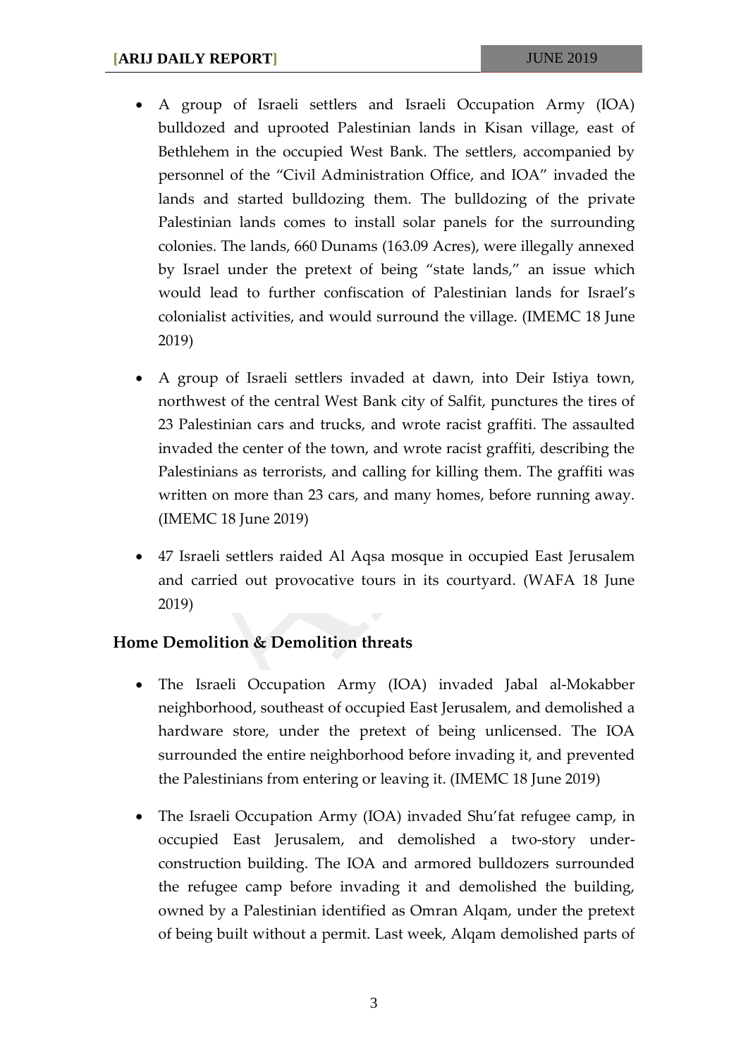- A group of Israeli settlers and Israeli Occupation Army (IOA) bulldozed and uprooted Palestinian lands in Kisan village, east of Bethlehem in the occupied West Bank. The settlers, accompanied by personnel of the "Civil Administration Office, and IOA" invaded the lands and started bulldozing them. The bulldozing of the private Palestinian lands comes to install solar panels for the surrounding colonies. The lands, 660 Dunams (163.09 Acres), were illegally annexed by Israel under the pretext of being "state lands," an issue which would lead to further confiscation of Palestinian lands for Israel's colonialist activities, and would surround the village. (IMEMC 18 June 2019)

- A group of Israeli settlers invaded at dawn, into Deir Istiya town, northwest of the central West Bank city of Salfit, punctures the tires of 23 Palestinian cars and trucks, and wrote racist graffiti. The assaulted invaded the center of the town, and wrote racist graffiti, describing the Palestinians as terrorists, and calling for killing them. The graffiti was written on more than 23 cars, and many homes, before running away. (IMEMC 18 June 2019)

- 47 Israeli settlers raided Al Aqsa mosque in occupied East Jerusalem and carried out provocative tours in its courtyard. (WAFA 18 June 2019)

## Home Demolition & Demolition threats

- The Israeli Occupation Army (IOA) invaded Jabal al-Mokabber neighborhood, southeast of occupied East Jerusalem, and demolished a hardware store, under the pretext of being unlicensed. The IOA surrounded the entire neighborhood before invading it, and prevented the Palestinians from entering or leaving it. (IMEMC 18 June 2019)

- The Israeli Occupation Army (IOA) invaded Shu'fat refugee camp, in occupied East Jerusalem, and demolished a two-story under-construction building. The IOA and armored bulldozers surrounded the refugee camp before invading it and demolished the building, owned by a Palestinian identified as Omran Alqam, under the pretext of being built without a permit. Last week, Alqam demolished parts of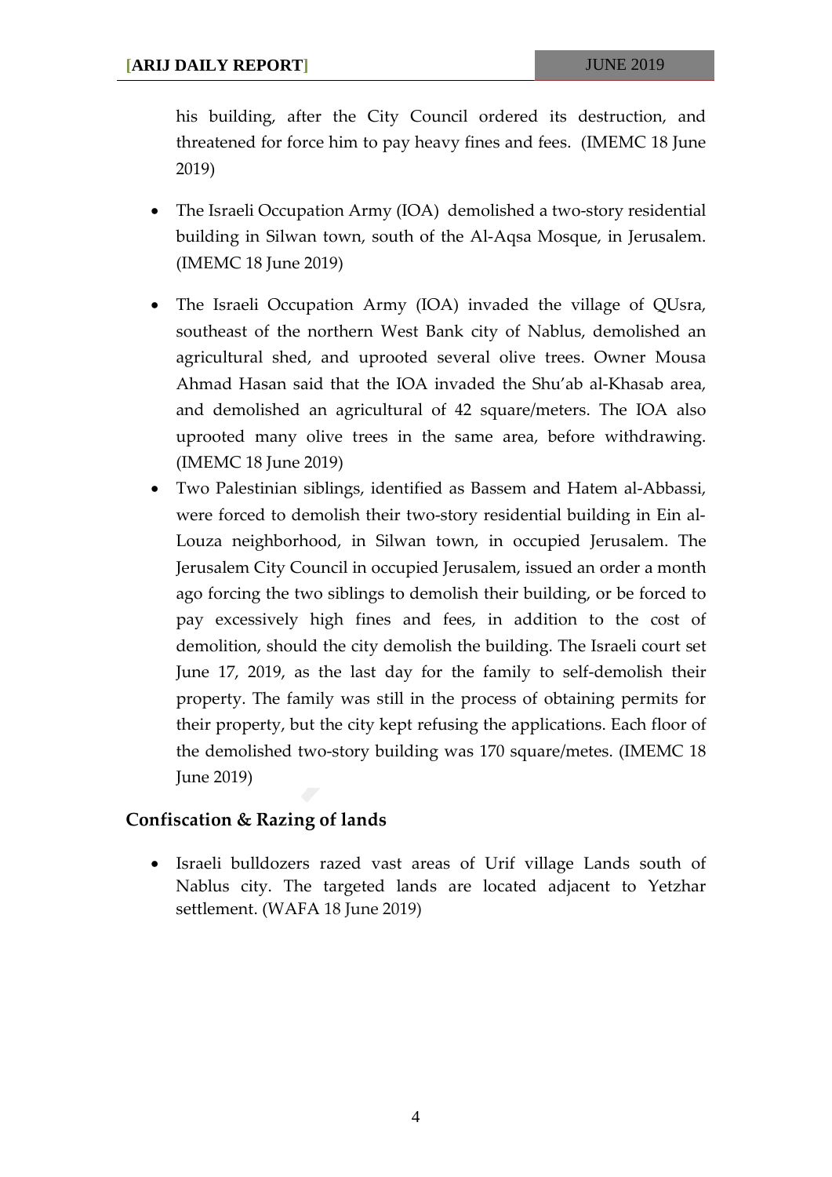his building, after the City Council ordered its destruction, and threatened for force him to pay heavy fines and fees. (IMEMC 18 June 2019)

- The Israeli Occupation Army (IOA) demolished a two-story residential building in Silwan town, south of the Al-Aqsa Mosque, in Jerusalem. (IMEMC 18 June 2019)
- The Israeli Occupation Army (IOA) invaded the village of QUsra, southeast of the northern West Bank city of Nablus, demolished an agricultural shed, and uprooted several olive trees. Owner Mousa Ahmad Hasan said that the IOA invaded the Shu'ab al-Khasab area, and demolished an agricultural of 42 square/meters. The IOA also uprooted many olive trees in the same area, before withdrawing. (IMEMC 18 June 2019)
- Two Palestinian siblings, identified as Bassem and Hatem al-Abbassi, were forced to demolish their two-story residential building in Ein al-Louza neighborhood, in Silwan town, in occupied Jerusalem. The Jerusalem City Council in occupied Jerusalem, issued an order a month ago forcing the two siblings to demolish their building, or be forced to pay excessively high fines and fees, in addition to the cost of demolition, should the city demolish the building. The Israeli court set June 17, 2019, as the last day for the family to self-demolish their property. The family was still in the process of obtaining permits for their property, but the city kept refusing the applications. Each floor of the demolished two-story building was 170 square/metes. (IMEMC 18 June 2019)

## Confiscation & Razing of lands

- Israeli bulldozers razed vast areas of Urif village Lands south of Nablus city. The targeted lands are located adjacent to Yetzhar settlement. (WAFA 18 June 2019)